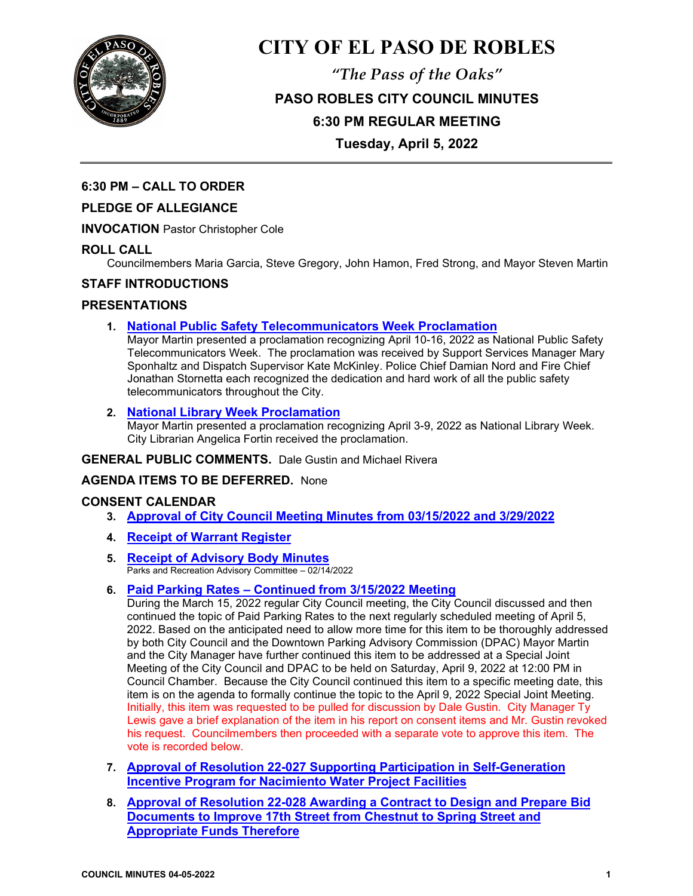# CITY OF EL PASO DE ROBLES

*"The Pass of the Oaks"*

**PASO ROBLES CITY COUNCIL MINUTES**

**6:30 PM REGULAR MEETING**

**Tuesday, April 5, 2022**

---

## 6:30 PM – CALL TO ORDER

## PLEDGE OF ALLEGIANCE

**INVOCATION** Pastor Christopher Cole

## ROLL CALL

Councilmembers Maria Garcia, Steve Gregory, John Hamon, Fred Strong, and Mayor Steven Martin

## STAFF INTRODUCTIONS

## PRESENTATIONS

1. **National Public Safety Telecommunicators Week Proclamation**
   Mayor Martin presented a proclamation recognizing April 10-16, 2022 as National Public Safety Telecommunicators Week. The proclamation was received by Support Services Manager Mary Sponhaltz and Dispatch Supervisor Kate McKinley. Police Chief Damian Nord and Fire Chief Jonathan Stornetta each recognized the dedication and hard work of all the public safety telecommunicators throughout the City.

2. **National Library Week Proclamation**
   Mayor Martin presented a proclamation recognizing April 3-9, 2022 as National Library Week. City Librarian Angelica Fortin received the proclamation.

**GENERAL PUBLIC COMMENTS.** Dale Gustin and Michael Rivera

**AGENDA ITEMS TO BE DEFERRED.** None

## CONSENT CALENDAR

3. **Approval of City Council Meeting Minutes from 03/15/2022 and 3/29/2022**

4. **Receipt of Warrant Register**

5. **Receipt of Advisory Body Minutes**
   Parks and Recreation Advisory Committee – 02/14/2022

6. **Paid Parking Rates – Continued from 3/15/2022 Meeting**
   During the March 15, 2022 regular City Council meeting, the City Council discussed and then continued the topic of Paid Parking Rates to the next regularly scheduled meeting of April 5, 2022. Based on the anticipated need to allow more time for this item to be thoroughly addressed by both City Council and the Downtown Parking Advisory Commission (DPAC) Mayor Martin and the City Manager have further continued this item to be addressed at a Special Joint Meeting of the City Council and DPAC to be held on Saturday, April 9, 2022 at 12:00 PM in Council Chamber. Because the City Council continued this item to a specific meeting date, this item is on the agenda to formally continue the topic to the April 9, 2022 Special Joint Meeting. Initially, this item was requested to be pulled for discussion by Dale Gustin. City Manager Ty Lewis gave a brief explanation of the item in his report on consent items and Mr. Gustin revoked his request. Councilmembers then proceeded with a separate vote to approve this item. The vote is recorded below.

7. **Approval of Resolution 22-027 Supporting Participation in Self-Generation Incentive Program for Nacimiento Water Project Facilities**

8. **Approval of Resolution 22-028 Awarding a Contract to Design and Prepare Bid Documents to Improve 17th Street from Chestnut to Spring Street and Appropriate Funds Therefore**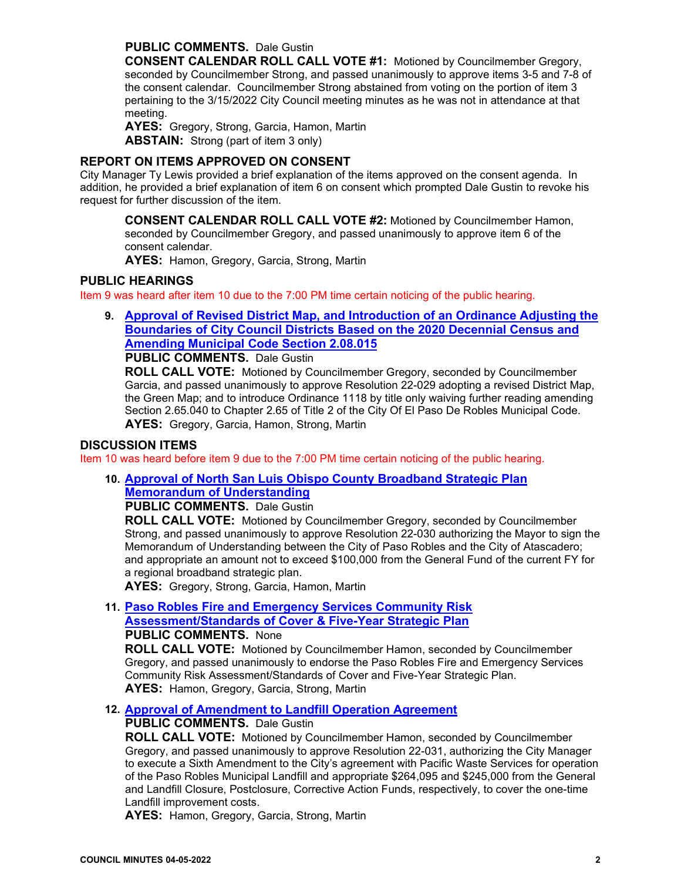**PUBLIC COMMENTS.** Dale Gustin

**CONSENT CALENDAR ROLL CALL VOTE #1:** Motioned by Councilmember Gregory, seconded by Councilmember Strong, and passed unanimously to approve items 3-5 and 7-8 of the consent calendar. Councilmember Strong abstained from voting on the portion of item 3 pertaining to the 3/15/2022 City Council meeting minutes as he was not in attendance at that meeting.

**AYES:** Gregory, Strong, Garcia, Hamon, Martin

**ABSTAIN:** Strong (part of item 3 only)

## REPORT ON ITEMS APPROVED ON CONSENT

City Manager Ty Lewis provided a brief explanation of the items approved on the consent agenda. In addition, he provided a brief explanation of item 6 on consent which prompted Dale Gustin to revoke his request for further discussion of the item.

**CONSENT CALENDAR ROLL CALL VOTE #2:** Motioned by Councilmember Hamon, seconded by Councilmember Gregory, and passed unanimously to approve item 6 of the consent calendar.

**AYES:** Hamon, Gregory, Garcia, Strong, Martin

## PUBLIC HEARINGS

Item 9 was heard after item 10 due to the 7:00 PM time certain noticing of the public hearing.

9. **Approval of Revised District Map, and Introduction of an Ordinance Adjusting the Boundaries of City Council Districts Based on the 2020 Decennial Census and Amending Municipal Code Section 2.08.015**

   **PUBLIC COMMENTS.** Dale Gustin

   **ROLL CALL VOTE:** Motioned by Councilmember Gregory, seconded by Councilmember Garcia, and passed unanimously to approve Resolution 22-029 adopting a revised District Map, the Green Map; and to introduce Ordinance 1118 by title only waiving further reading amending Section 2.65.040 to Chapter 2.65 of Title 2 of the City Of El Paso De Robles Municipal Code.

   **AYES:** Gregory, Garcia, Hamon, Strong, Martin

## DISCUSSION ITEMS

Item 10 was heard before item 9 due to the 7:00 PM time certain noticing of the public hearing.

10. **Approval of North San Luis Obispo County Broadband Strategic Plan Memorandum of Understanding**

    **PUBLIC COMMENTS.** Dale Gustin

    **ROLL CALL VOTE:** Motioned by Councilmember Gregory, seconded by Councilmember Strong, and passed unanimously to approve Resolution 22-030 authorizing the Mayor to sign the Memorandum of Understanding between the City of Paso Robles and the City of Atascadero; and appropriate an amount not to exceed $100,000 from the General Fund of the current FY for a regional broadband strategic plan.

    **AYES:** Gregory, Strong, Garcia, Hamon, Martin

11. **Paso Robles Fire and Emergency Services Community Risk Assessment/Standards of Cover & Five-Year Strategic Plan**

    **PUBLIC COMMENTS.** None

    **ROLL CALL VOTE:** Motioned by Councilmember Hamon, seconded by Councilmember Gregory, and passed unanimously to endorse the Paso Robles Fire and Emergency Services Community Risk Assessment/Standards of Cover and Five-Year Strategic Plan.

    **AYES:** Hamon, Gregory, Garcia, Strong, Martin

12. **Approval of Amendment to Landfill Operation Agreement**

    **PUBLIC COMMENTS.** Dale Gustin

    **ROLL CALL VOTE:** Motioned by Councilmember Hamon, seconded by Councilmember Gregory, and passed unanimously to approve Resolution 22-031, authorizing the City Manager to execute a Sixth Amendment to the City's agreement with Pacific Waste Services for operation of the Paso Robles Municipal Landfill and appropriate $264,095 and $245,000 from the General and Landfill Closure, Postclosure, Corrective Action Funds, respectively, to cover the one-time Landfill improvement costs.

    **AYES:** Hamon, Gregory, Garcia, Strong, Martin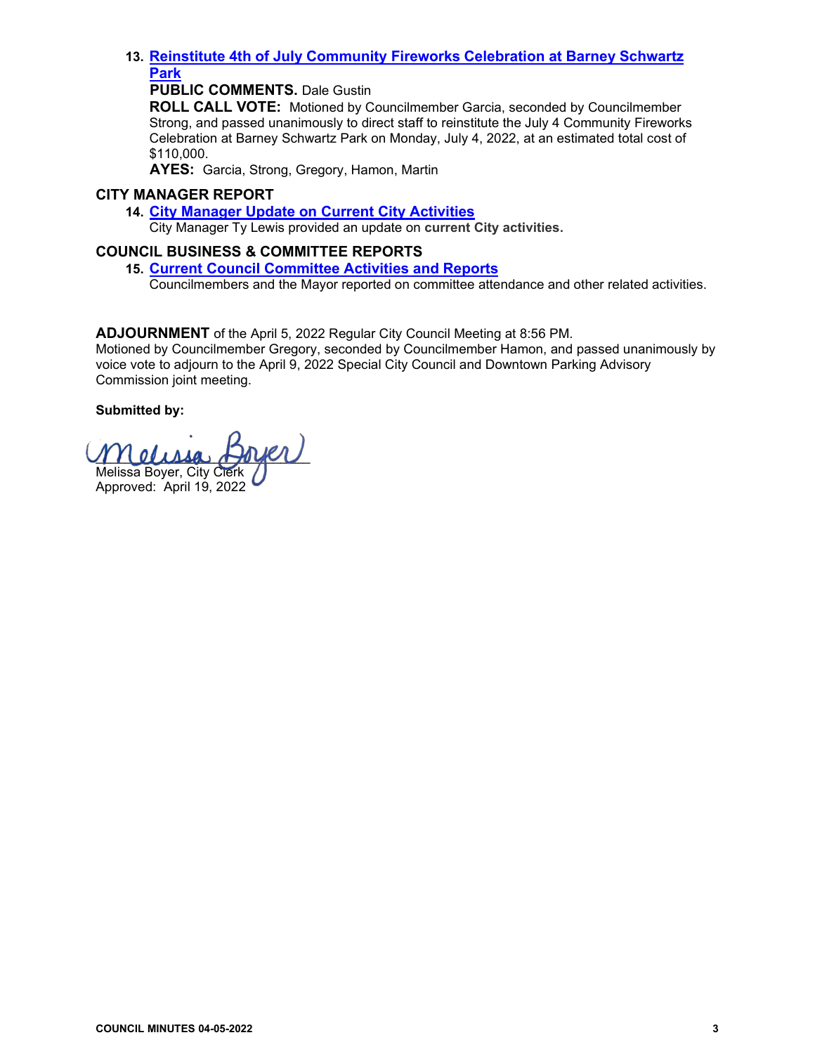13. **Reinstitute 4th of July Community Fireworks Celebration at Barney Schwartz Park**

    **PUBLIC COMMENTS.** Dale Gustin

    **ROLL CALL VOTE:** Motioned by Councilmember Garcia, seconded by Councilmember Strong, and passed unanimously to direct staff to reinstitute the July 4 Community Fireworks Celebration at Barney Schwartz Park on Monday, July 4, 2022, at an estimated total cost of $110,000.

    **AYES:** Garcia, Strong, Gregory, Hamon, Martin

## CITY MANAGER REPORT

14. **City Manager Update on Current City Activities**

    City Manager Ty Lewis provided an update on **current City activities.**

## COUNCIL BUSINESS & COMMITTEE REPORTS

15. **Current Council Committee Activities and Reports**

    Councilmembers and the Mayor reported on committee attendance and other related activities.

**ADJOURNMENT** of the April 5, 2022 Regular City Council Meeting at 8:56 PM.
Motioned by Councilmember Gregory, seconded by Councilmember Hamon, and passed unanimously by voice vote to adjourn to the April 9, 2022 Special City Council and Downtown Parking Advisory Commission joint meeting.

**Submitted by:**

Melissa Boyer
Melissa Boyer, City Clerk
Approved: April 19, 2022